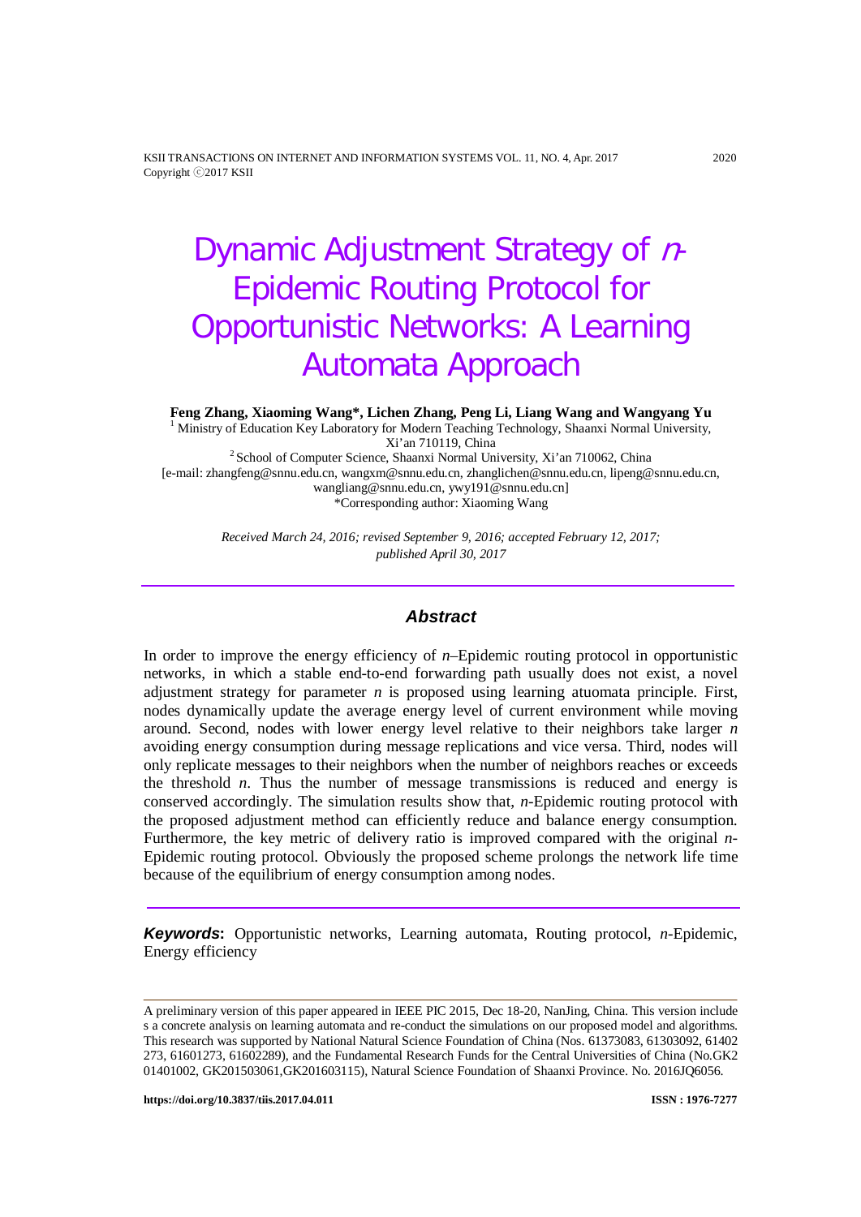# Dynamic Adjustment Strategy of *n*-Epidemic Routing Protocol for Opportunistic Networks: A Learning Automata Approach

**Feng Zhang, Xiaoming Wang\*, Lichen Zhang, Peng Li, Liang Wang and Wangyang Yu**

[1] Ministry of Education Key Laboratory for Modern Teaching Technology, Shaanxi Normal University, Xi'an 710119, China

[2] School of Computer Science, Shaanxi Normal University, Xi'an 710062, China

[e-mail: zhangfeng@snnu.edu.cn, wangxm@snnu.edu.cn, zhanglichen@snnu.edu.cn, lipeng@snnu.edu.cn, wangliang@snnu.edu.cn, ywy191@snnu.edu.cn]

\*Corresponding author: Xiaoming Wang

*Received March 24, 2016; revised September 9, 2016; accepted February 12, 2017; published April 30, 2017*

## Abstract

In order to improve the energy efficiency of *n*–Epidemic routing protocol in opportunistic networks, in which a stable end-to-end forwarding path usually does not exist, a novel adjustment strategy for parameter *n* is proposed using learning atuomata principle. First, nodes dynamically update the average energy level of current environment while moving around. Second, nodes with lower energy level relative to their neighbors take larger *n* avoiding energy consumption during message replications and vice versa. Third, nodes will only replicate messages to their neighbors when the number of neighbors reaches or exceeds the threshold *n*. Thus the number of message transmissions is reduced and energy is conserved accordingly. The simulation results show that, *n*-Epidemic routing protocol with the proposed adjustment method can efficiently reduce and balance energy consumption. Furthermore, the key metric of delivery ratio is improved compared with the original *n*-Epidemic routing protocol. Obviously the proposed scheme prolongs the network life time because of the equilibrium of energy consumption among nodes.

***Keywords*:** Opportunistic networks, Learning automata, Routing protocol, *n*-Epidemic, Energy efficiency

---

A preliminary version of this paper appeared in IEEE PIC 2015, Dec 18-20, NanJing, China. This version includes a concrete analysis on learning automata and re-conduct the simulations on our proposed model and algorithms. This research was supported by National Natural Science Foundation of China (Nos. 61373083, 61303092, 61402273, 61601273, 61602289), and the Fundamental Research Funds for the Central Universities of China (No.GK201401002, GK201503061,GK201603115), Natural Science Foundation of Shaanxi Province. No. 2016JQ6056.

https://doi.org/10.3837/tiis.2017.04.011 ISSN : 1976-7277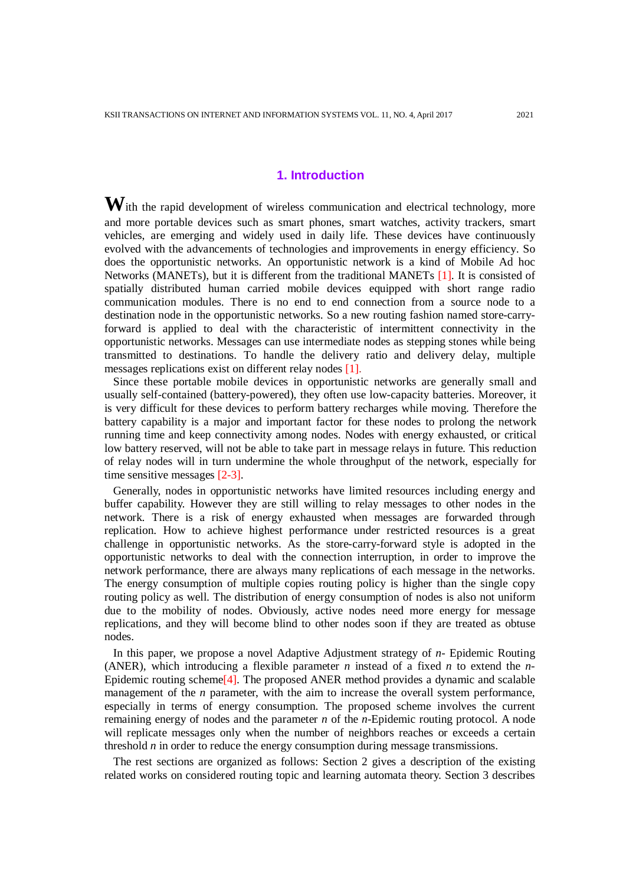## 1. Introduction

With the rapid development of wireless communication and electrical technology, more and more portable devices such as smart phones, smart watches, activity trackers, smart vehicles, are emerging and widely used in daily life. These devices have continuously evolved with the advancements of technologies and improvements in energy efficiency. So does the opportunistic networks. An opportunistic network is a kind of Mobile Ad hoc Networks (MANETs), but it is different from the traditional MANETs [1]. It is consisted of spatially distributed human carried mobile devices equipped with short range radio communication modules. There is no end to end connection from a source node to a destination node in the opportunistic networks. So a new routing fashion named store-carry-forward is applied to deal with the characteristic of intermittent connectivity in the opportunistic networks. Messages can use intermediate nodes as stepping stones while being transmitted to destinations. To handle the delivery ratio and delivery delay, multiple messages replications exist on different relay nodes [1].

Since these portable mobile devices in opportunistic networks are generally small and usually self-contained (battery-powered), they often use low-capacity batteries. Moreover, it is very difficult for these devices to perform battery recharges while moving. Therefore the battery capability is a major and important factor for these nodes to prolong the network running time and keep connectivity among nodes. Nodes with energy exhausted, or critical low battery reserved, will not be able to take part in message relays in future. This reduction of relay nodes will in turn undermine the whole throughput of the network, especially for time sensitive messages [2-3].

Generally, nodes in opportunistic networks have limited resources including energy and buffer capability. However they are still willing to relay messages to other nodes in the network. There is a risk of energy exhausted when messages are forwarded through replication. How to achieve highest performance under restricted resources is a great challenge in opportunistic networks. As the store-carry-forward style is adopted in the opportunistic networks to deal with the connection interruption, in order to improve the network performance, there are always many replications of each message in the networks. The energy consumption of multiple copies routing policy is higher than the single copy routing policy as well. The distribution of energy consumption of nodes is also not uniform due to the mobility of nodes. Obviously, active nodes need more energy for message replications, and they will become blind to other nodes soon if they are treated as obtuse nodes.

In this paper, we propose a novel Adaptive Adjustment strategy of *n*- Epidemic Routing (ANER), which introducing a flexible parameter *n* instead of a fixed *n* to extend the *n*-Epidemic routing scheme[4]. The proposed ANER method provides a dynamic and scalable management of the *n* parameter, with the aim to increase the overall system performance, especially in terms of energy consumption. The proposed scheme involves the current remaining energy of nodes and the parameter *n* of the *n*-Epidemic routing protocol. A node will replicate messages only when the number of neighbors reaches or exceeds a certain threshold *n* in order to reduce the energy consumption during message transmissions.

The rest sections are organized as follows: Section 2 gives a description of the existing related works on considered routing topic and learning automata theory. Section 3 describes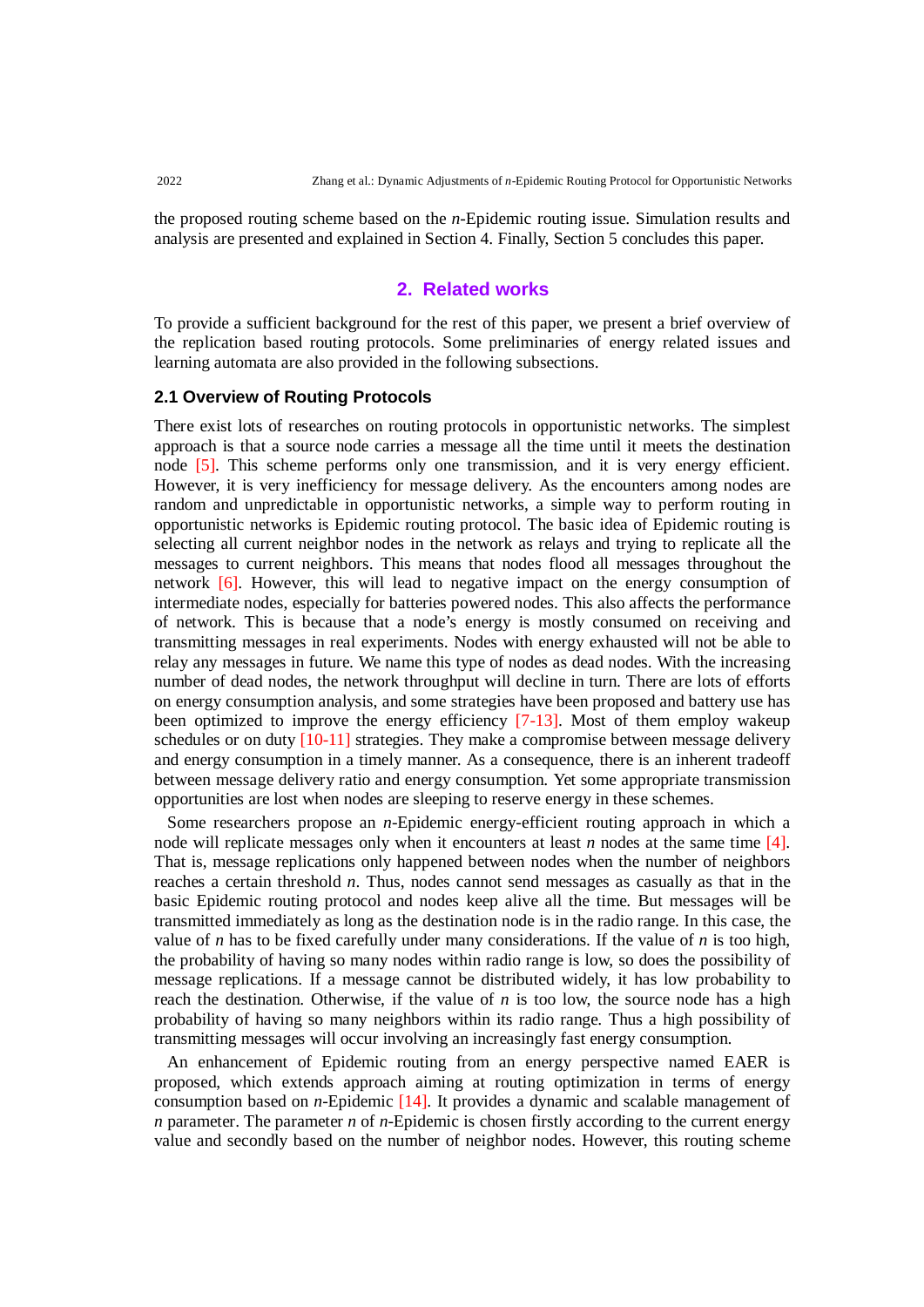the proposed routing scheme based on the *n*-Epidemic routing issue. Simulation results and analysis are presented and explained in Section 4. Finally, Section 5 concludes this paper.

## 2. Related works

To provide a sufficient background for the rest of this paper, we present a brief overview of the replication based routing protocols. Some preliminaries of energy related issues and learning automata are also provided in the following subsections.

### 2.1 Overview of Routing Protocols

There exist lots of researches on routing protocols in opportunistic networks. The simplest approach is that a source node carries a message all the time until it meets the destination node [5]. This scheme performs only one transmission, and it is very energy efficient. However, it is very inefficiency for message delivery. As the encounters among nodes are random and unpredictable in opportunistic networks, a simple way to perform routing in opportunistic networks is Epidemic routing protocol. The basic idea of Epidemic routing is selecting all current neighbor nodes in the network as relays and trying to replicate all the messages to current neighbors. This means that nodes flood all messages throughout the network [6]. However, this will lead to negative impact on the energy consumption of intermediate nodes, especially for batteries powered nodes. This also affects the performance of network. This is because that a node's energy is mostly consumed on receiving and transmitting messages in real experiments. Nodes with energy exhausted will not be able to relay any messages in future. We name this type of nodes as dead nodes. With the increasing number of dead nodes, the network throughput will decline in turn. There are lots of efforts on energy consumption analysis, and some strategies have been proposed and battery use has been optimized to improve the energy efficiency [7-13]. Most of them employ wakeup schedules or on duty [10-11] strategies. They make a compromise between message delivery and energy consumption in a timely manner. As a consequence, there is an inherent tradeoff between message delivery ratio and energy consumption. Yet some appropriate transmission opportunities are lost when nodes are sleeping to reserve energy in these schemes.

Some researchers propose an *n*-Epidemic energy-efficient routing approach in which a node will replicate messages only when it encounters at least *n* nodes at the same time [4]. That is, message replications only happened between nodes when the number of neighbors reaches a certain threshold *n*. Thus, nodes cannot send messages as casually as that in the basic Epidemic routing protocol and nodes keep alive all the time. But messages will be transmitted immediately as long as the destination node is in the radio range. In this case, the value of *n* has to be fixed carefully under many considerations. If the value of *n* is too high, the probability of having so many nodes within radio range is low, so does the possibility of message replications. If a message cannot be distributed widely, it has low probability to reach the destination. Otherwise, if the value of *n* is too low, the source node has a high probability of having so many neighbors within its radio range. Thus a high possibility of transmitting messages will occur involving an increasingly fast energy consumption.

An enhancement of Epidemic routing from an energy perspective named EAER is proposed, which extends approach aiming at routing optimization in terms of energy consumption based on *n*-Epidemic [14]. It provides a dynamic and scalable management of *n* parameter. The parameter *n* of *n*-Epidemic is chosen firstly according to the current energy value and secondly based on the number of neighbor nodes. However, this routing scheme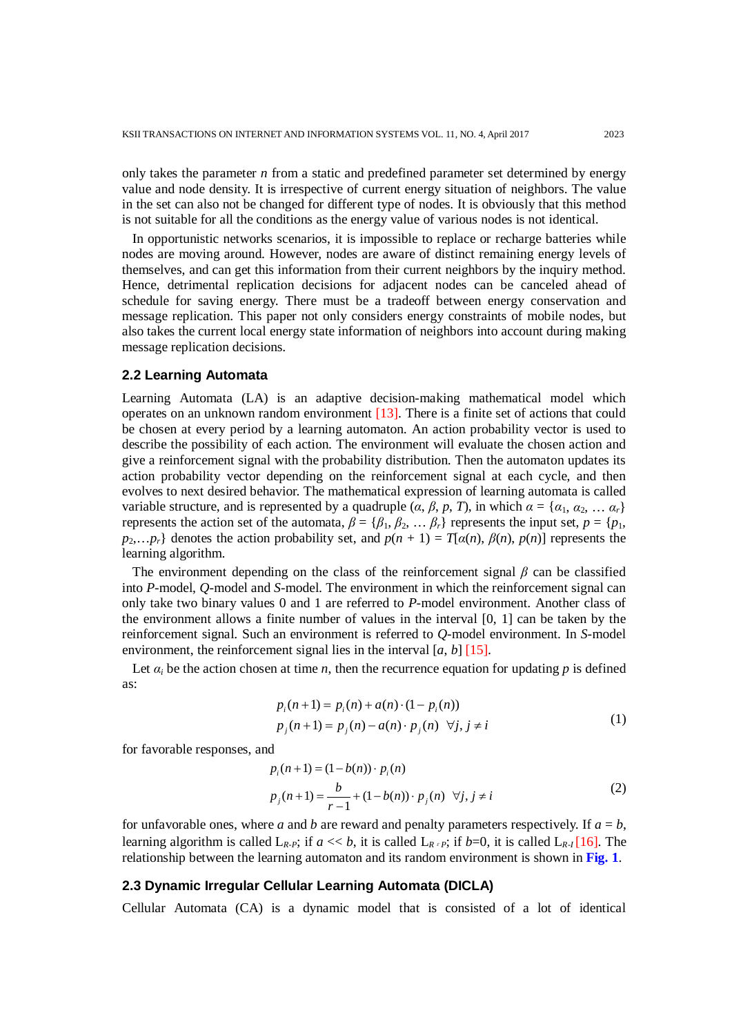only takes the parameter $n$ from a static and predefined parameter set determined by energy value and node density. It is irrespective of current energy situation of neighbors. The value in the set can also not be changed for different type of nodes. It is obviously that this method is not suitable for all the conditions as the energy value of various nodes is not identical.

In opportunistic networks scenarios, it is impossible to replace or recharge batteries while nodes are moving around. However, nodes are aware of distinct remaining energy levels of themselves, and can get this information from their current neighbors by the inquiry method. Hence, detrimental replication decisions for adjacent nodes can be canceled ahead of schedule for saving energy. There must be a tradeoff between energy conservation and message replication. This paper not only considers energy constraints of mobile nodes, but also takes the current local energy state information of neighbors into account during making message replication decisions.

### 2.2 Learning Automata

Learning Automata (LA) is an adaptive decision-making mathematical model which operates on an unknown random environment [13]. There is a finite set of actions that could be chosen at every period by a learning automaton. An action probability vector is used to describe the possibility of each action. The environment will evaluate the chosen action and give a reinforcement signal with the probability distribution. Then the automaton updates its action probability vector depending on the reinforcement signal at each cycle, and then evolves to next desired behavior. The mathematical expression of learning automata is called variable structure, and is represented by a quadruple ($\alpha$, $\beta$, $p$, $T$), in which $\alpha = \{\alpha_1, \alpha_2, \ldots \alpha_r\}$ represents the action set of the automata, $\beta = \{\beta_1, \beta_2, \ldots \beta_r\}$ represents the input set, $p = \{p_1, p_2, \ldots p_r\}$ denotes the action probability set, and $p(n+1) = T[\alpha(n), \beta(n), p(n)]$ represents the learning algorithm.

The environment depending on the class of the reinforcement signal $\beta$ can be classified into $P$-model, $Q$-model and $S$-model. The environment in which the reinforcement signal can only take two binary values 0 and 1 are referred to $P$-model environment. Another class of the environment allows a finite number of values in the interval [0, 1] can be taken by the reinforcement signal. Such an environment is referred to $Q$-model environment. In $S$-model environment, the reinforcement signal lies in the interval [$a$, $b$] [15].

Let $\alpha_i$ be the action chosen at time $n$, then the recurrence equation for updating $p$ is defined as:

$$
\begin{aligned}
p_i(n+1) &= p_i(n) + a(n)\cdot(1-p_i(n)) \\
p_j(n+1) &= p_j(n) - a(n)\cdot p_j(n) \quad \forall j, j \neq i
\end{aligned}
\tag{1}
$$

for favorable responses, and

$$
\begin{aligned}
p_i(n+1) &= (1-b(n))\cdot p_i(n) \\
p_j(n+1) &= \frac{b}{r-1} + (1-b(n))\cdot p_j(n) \quad \forall j, j \neq i
\end{aligned}
\tag{2}
$$

for unfavorable ones, where $a$ and $b$ are reward and penalty parameters respectively. If $a = b$, learning algorithm is called $L_{R\text{-}P}$; if $a \ll b$, it is called $L_{R\varepsilon P}$; if $b$=0, it is called $L_{R\text{-}I}$ [16]. The relationship between the learning automaton and its random environment is shown in **Fig. 1**.

### 2.3 Dynamic Irregular Cellular Learning Automata (DICLA)

Cellular Automata (CA) is a dynamic model that is consisted of a lot of identical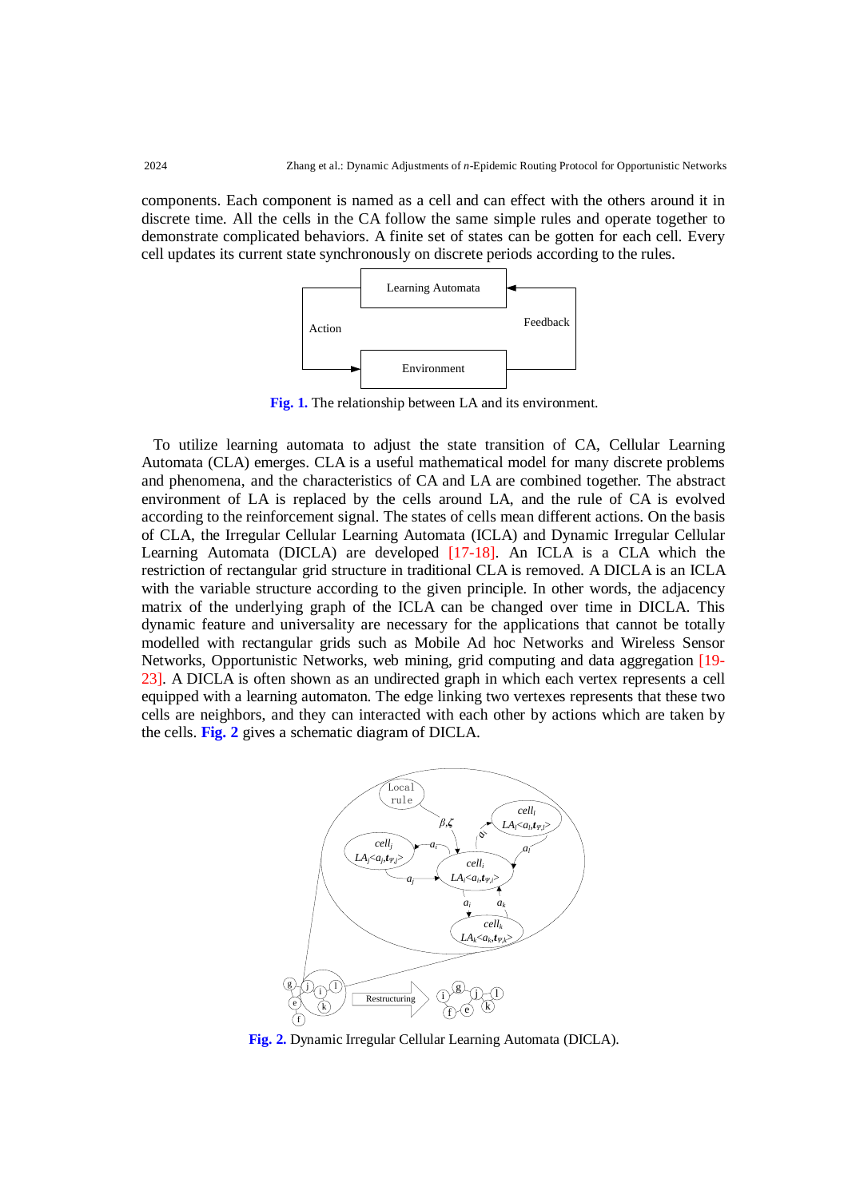components. Each component is named as a cell and can effect with the others around it in discrete time. All the cells in the CA follow the same simple rules and operate together to demonstrate complicated behaviors. A finite set of states can be gotten for each cell. Every cell updates its current state synchronously on discrete periods according to the rules.

**Fig. 1.** The relationship between LA and its environment.

To utilize learning automata to adjust the state transition of CA, Cellular Learning Automata (CLA) emerges. CLA is a useful mathematical model for many discrete problems and phenomena, and the characteristics of CA and LA are combined together. The abstract environment of LA is replaced by the cells around LA, and the rule of CA is evolved according to the reinforcement signal. The states of cells mean different actions. On the basis of CLA, the Irregular Cellular Learning Automata (ICLA) and Dynamic Irregular Cellular Learning Automata (DICLA) are developed [17-18]. An ICLA is a CLA which the restriction of rectangular grid structure in traditional CLA is removed. A DICLA is an ICLA with the variable structure according to the given principle. In other words, the adjacency matrix of the underlying graph of the ICLA can be changed over time in DICLA. This dynamic feature and universality are necessary for the applications that cannot be totally modelled with rectangular grids such as Mobile Ad hoc Networks and Wireless Sensor Networks, Opportunistic Networks, web mining, grid computing and data aggregation [19-23]. A DICLA is often shown as an undirected graph in which each vertex represents a cell equipped with a learning automaton. The edge linking two vertexes represents that these two cells are neighbors, and they can interacted with each other by actions which are taken by the cells. **Fig. 2** gives a schematic diagram of DICLA.

**Fig. 2.** Dynamic Irregular Cellular Learning Automata (DICLA).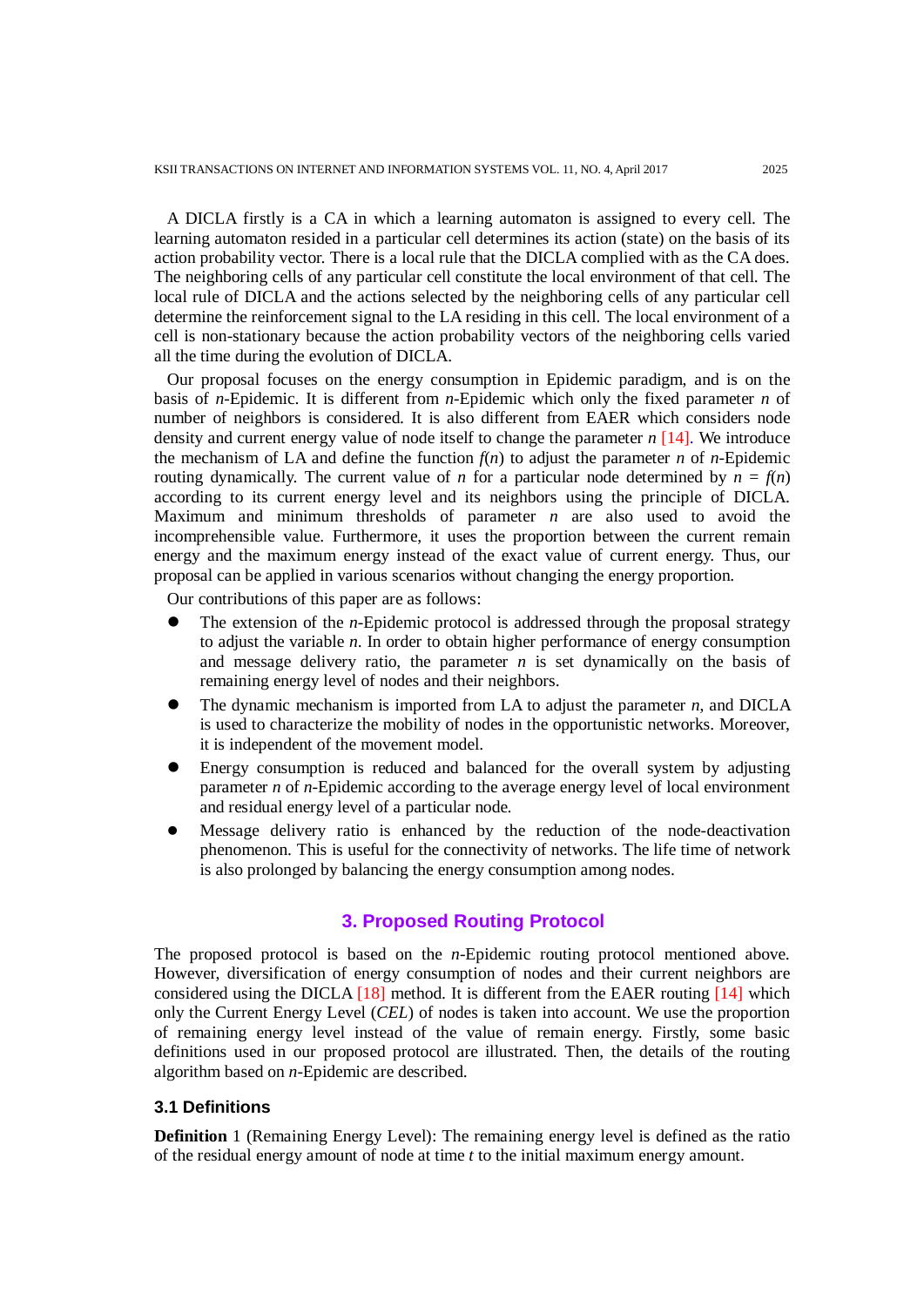A DICLA firstly is a CA in which a learning automaton is assigned to every cell. The learning automaton resided in a particular cell determines its action (state) on the basis of its action probability vector. There is a local rule that the DICLA complied with as the CA does. The neighboring cells of any particular cell constitute the local environment of that cell. The local rule of DICLA and the actions selected by the neighboring cells of any particular cell determine the reinforcement signal to the LA residing in this cell. The local environment of a cell is non-stationary because the action probability vectors of the neighboring cells varied all the time during the evolution of DICLA.

Our proposal focuses on the energy consumption in Epidemic paradigm, and is on the basis of *n*-Epidemic. It is different from *n*-Epidemic which only the fixed parameter *n* of number of neighbors is considered. It is also different from EAER which considers node density and current energy value of node itself to change the parameter *n* [14]. We introduce the mechanism of LA and define the function $f(n)$ to adjust the parameter *n* of *n*-Epidemic routing dynamically. The current value of *n* for a particular node determined by $n = f(n)$ according to its current energy level and its neighbors using the principle of DICLA. Maximum and minimum thresholds of parameter *n* are also used to avoid the incomprehensible value. Furthermore, it uses the proportion between the current remain energy and the maximum energy instead of the exact value of current energy. Thus, our proposal can be applied in various scenarios without changing the energy proportion.

Our contributions of this paper are as follows:

- The extension of the *n*-Epidemic protocol is addressed through the proposal strategy to adjust the variable *n*. In order to obtain higher performance of energy consumption and message delivery ratio, the parameter *n* is set dynamically on the basis of remaining energy level of nodes and their neighbors.
- The dynamic mechanism is imported from LA to adjust the parameter *n*, and DICLA is used to characterize the mobility of nodes in the opportunistic networks. Moreover, it is independent of the movement model.
- Energy consumption is reduced and balanced for the overall system by adjusting parameter *n* of *n*-Epidemic according to the average energy level of local environment and residual energy level of a particular node.
- Message delivery ratio is enhanced by the reduction of the node-deactivation phenomenon. This is useful for the connectivity of networks. The life time of network is also prolonged by balancing the energy consumption among nodes.

## 3. Proposed Routing Protocol

The proposed protocol is based on the *n*-Epidemic routing protocol mentioned above. However, diversification of energy consumption of nodes and their current neighbors are considered using the DICLA [18] method. It is different from the EAER routing [14] which only the Current Energy Level (*CEL*) of nodes is taken into account. We use the proportion of remaining energy level instead of the value of remain energy. Firstly, some basic definitions used in our proposed protocol are illustrated. Then, the details of the routing algorithm based on *n*-Epidemic are described.

### 3.1 Definitions

**Definition** 1 (Remaining Energy Level): The remaining energy level is defined as the ratio of the residual energy amount of node at time *t* to the initial maximum energy amount.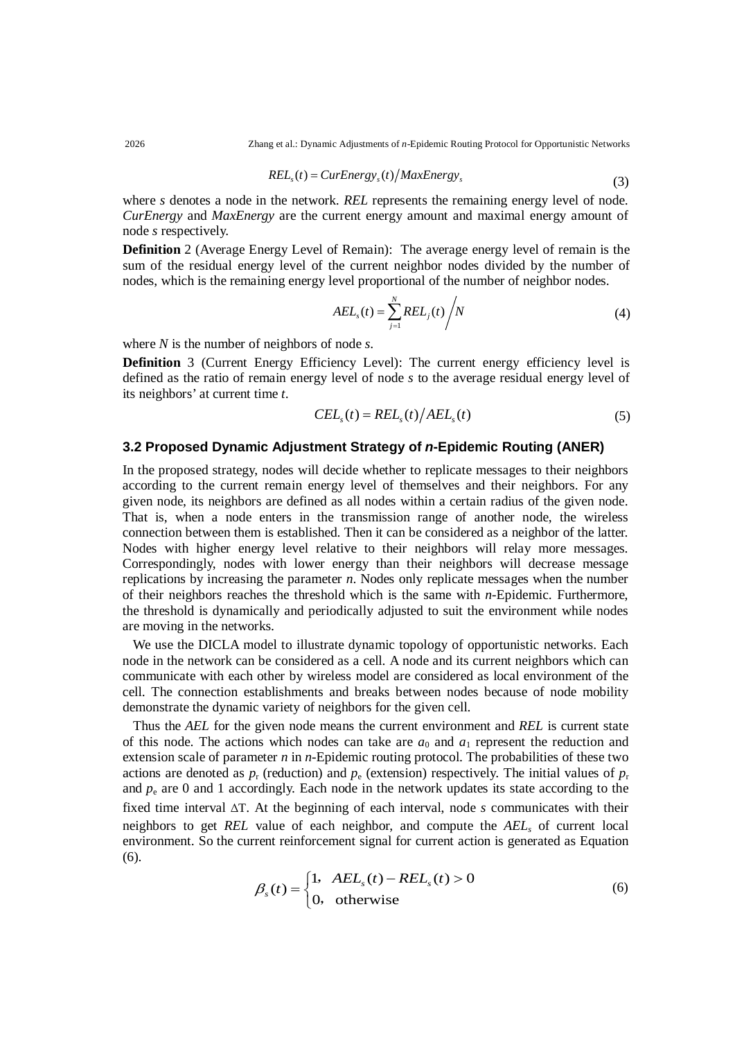$$REL_s(t) = CurEnergy_s(t) \Big/ MaxEnergy_s \tag{3}$$

where $s$ denotes a node in the network. *REL* represents the remaining energy level of node. *CurEnergy* and *MaxEnergy* are the current energy amount and maximal energy amount of node $s$ respectively.

**Definition** 2 (Average Energy Level of Remain): The average energy level of remain is the sum of the residual energy level of the current neighbor nodes divided by the number of nodes, which is the remaining energy level proportional of the number of neighbor nodes.

$$AEL_s(t) = \sum_{j=1}^{N} REL_j(t) \Big/ N \tag{4}$$

where $N$ is the number of neighbors of node $s$.

**Definition** 3 (Current Energy Efficiency Level): The current energy efficiency level is defined as the ratio of remain energy level of node $s$ to the average residual energy level of its neighbors' at current time $t$.

$$CEL_s(t) = REL_s(t) \Big/ AEL_s(t) \tag{5}$$

### 3.2 Proposed Dynamic Adjustment Strategy of *n*-Epidemic Routing (ANER)

In the proposed strategy, nodes will decide whether to replicate messages to their neighbors according to the current remain energy level of themselves and their neighbors. For any given node, its neighbors are defined as all nodes within a certain radius of the given node. That is, when a node enters in the transmission range of another node, the wireless connection between them is established. Then it can be considered as a neighbor of the latter. Nodes with higher energy level relative to their neighbors will relay more messages. Correspondingly, nodes with lower energy than their neighbors will decrease message replications by increasing the parameter $n$. Nodes only replicate messages when the number of their neighbors reaches the threshold which is the same with $n$-Epidemic. Furthermore, the threshold is dynamically and periodically adjusted to suit the environment while nodes are moving in the networks.

We use the DICLA model to illustrate dynamic topology of opportunistic networks. Each node in the network can be considered as a cell. A node and its current neighbors which can communicate with each other by wireless model are considered as local environment of the cell. The connection establishments and breaks between nodes because of node mobility demonstrate the dynamic variety of neighbors for the given cell.

Thus the *AEL* for the given node means the current environment and *REL* is current state of this node. The actions which nodes can take are $a_0$ and $a_1$ represent the reduction and extension scale of parameter $n$ in $n$-Epidemic routing protocol. The probabilities of these two actions are denoted as $p_r$ (reduction) and $p_e$ (extension) respectively. The initial values of $p_r$ and $p_e$ are 0 and 1 accordingly. Each node in the network updates its state according to the fixed time interval $\Delta T$. At the beginning of each interval, node $s$ communicates with their neighbors to get *REL* value of each neighbor, and compute the $AEL_s$ of current local environment. So the current reinforcement signal for current action is generated as Equation (6).

$$\beta_s(t) = \begin{cases} 1, & AEL_s(t) - REL_s(t) > 0 \\ 0, & \text{otherwise} \end{cases} \tag{6}$$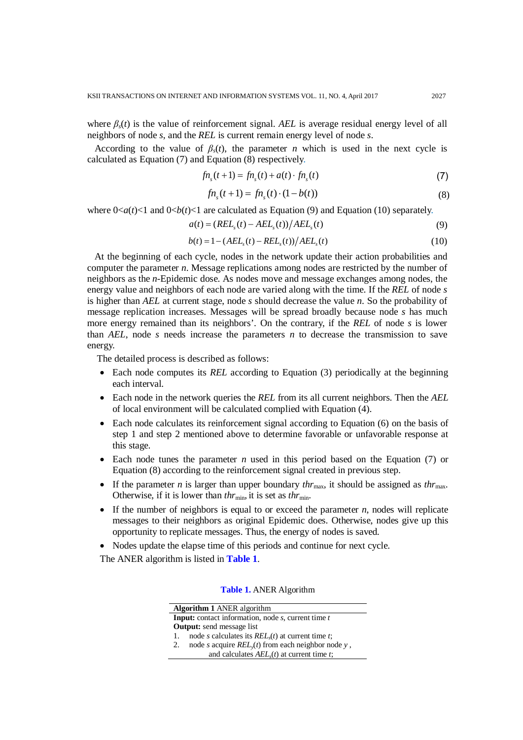where $\beta_s(t)$ is the value of reinforcement signal. *AEL* is average residual energy level of all neighbors of node *s*, and the *REL* is current remain energy level of node *s*.

According to the value of $\beta_s(t)$, the parameter *n* which is used in the next cycle is calculated as Equation (7) and Equation (8) respectively.

$$fn_s(t+1) = fn_s(t) + a(t) \cdot fn_s(t) \tag{7}$$

$$fn_s(t+1) = fn_s(t) \cdot (1 - b(t)) \tag{8}$$

where $0<a(t)<1$ and $0<b(t)<1$ are calculated as Equation (9) and Equation (10) separately.

$$a(t) = (REL_s(t) - AEL_s(t)) / AEL_s(t) \tag{9}$$

$$b(t) = 1 - (AEL_s(t) - REL_s(t)) / AEL_s(t) \tag{10}$$

At the beginning of each cycle, nodes in the network update their action probabilities and computer the parameter *n*. Message replications among nodes are restricted by the number of neighbors as the *n*-Epidemic dose. As nodes move and message exchanges among nodes, the energy value and neighbors of each node are varied along with the time. If the *REL* of node *s* is higher than *AEL* at current stage, node *s* should decrease the value *n*. So the probability of message replication increases. Messages will be spread broadly because node *s* has much more energy remained than its neighbors'. On the contrary, if the *REL* of node *s* is lower than *AEL*, node *s* needs increase the parameters *n* to decrease the transmission to save energy.

The detailed process is described as follows:

- Each node computes its *REL* according to Equation (3) periodically at the beginning each interval.
- Each node in the network queries the *REL* from its all current neighbors. Then the *AEL* of local environment will be calculated complied with Equation (4).
- Each node calculates its reinforcement signal according to Equation (6) on the basis of step 1 and step 2 mentioned above to determine favorable or unfavorable response at this stage.
- Each node tunes the parameter *n* used in this period based on the Equation (7) or Equation (8) according to the reinforcement signal created in previous step.
- If the parameter *n* is larger than upper boundary $thr_{\max}$, it should be assigned as $thr_{\max}$. Otherwise, if it is lower than $thr_{\min}$, it is set as $thr_{\min}$.
- If the number of neighbors is equal to or exceed the parameter *n*, nodes will replicate messages to their neighbors as original Epidemic does. Otherwise, nodes give up this opportunity to replicate messages. Thus, the energy of nodes is saved.
- Nodes update the elapse time of this periods and continue for next cycle.

The ANER algorithm is listed in **Table 1**.

**Table 1.** ANER Algorithm

| **Algorithm 1** ANER algorithm |
|---|
| **Input:** contact information, node *s*, current time *t* |
| **Output:** send message list |
| 1. node *s* calculates its $REL_s(t)$ at current time *t*; |
| 2. node *s* acquire $REL_y(t)$ from each neighbor node *y* , and calculates $AEL_s(t)$ at current time *t*; |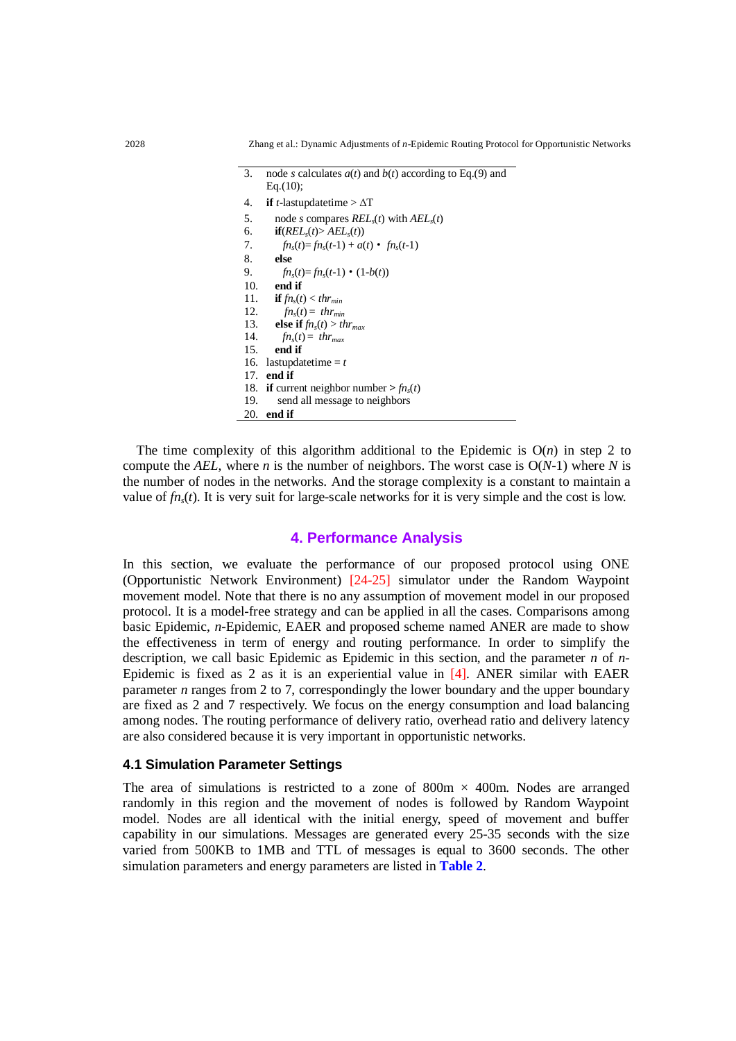```
3.   node s calculates a(t) and b(t) according to Eq.(9) and
     Eq.(10);
4.   if t-lastupdatetime > ΔT
5.     node s compares REL_s(t) with AEL_s(t)
6.     if(REL_s(t)> AEL_s(t))
7.       fn_s(t)= fn_s(t-1) + a(t) • fn_s(t-1)
8.     else
9.       fn_s(t)= fn_s(t-1) • (1-b(t))
10.    end if
11.    if fn_s(t) < thr_min
12.      fn_s(t) = thr_min
13.    else if fn_s(t) > thr_max
14.      fn_s(t) = thr_max
15.    end if
16.  lastupdatetime = t
17.  end if
18.  if current neighbor number > fn_s(t)
19.    send all message to neighbors
20.  end if
```

The time complexity of this algorithm additional to the Epidemic is $O(n)$ in step 2 to compute the *AEL*, where $n$ is the number of neighbors. The worst case is $O(N-1)$ where $N$ is the number of nodes in the networks. And the storage complexity is a constant to maintain a value of $fn_s(t)$. It is very suit for large-scale networks for it is very simple and the cost is low.

## 4. Performance Analysis

In this section, we evaluate the performance of our proposed protocol using ONE (Opportunistic Network Environment) [24-25] simulator under the Random Waypoint movement model. Note that there is no any assumption of movement model in our proposed protocol. It is a model-free strategy and can be applied in all the cases. Comparisons among basic Epidemic, $n$-Epidemic, EAER and proposed scheme named ANER are made to show the effectiveness in term of energy and routing performance. In order to simplify the description, we call basic Epidemic as Epidemic in this section, and the parameter $n$ of $n$-Epidemic is fixed as 2 as it is an experiential value in [4]. ANER similar with EAER parameter $n$ ranges from 2 to 7, correspondingly the lower boundary and the upper boundary are fixed as 2 and 7 respectively. We focus on the energy consumption and load balancing among nodes. The routing performance of delivery ratio, overhead ratio and delivery latency are also considered because it is very important in opportunistic networks.

### 4.1 Simulation Parameter Settings

The area of simulations is restricted to a zone of 800m × 400m. Nodes are arranged randomly in this region and the movement of nodes is followed by Random Waypoint model. Nodes are all identical with the initial energy, speed of movement and buffer capability in our simulations. Messages are generated every 25-35 seconds with the size varied from 500KB to 1MB and TTL of messages is equal to 3600 seconds. The other simulation parameters and energy parameters are listed in **Table 2**.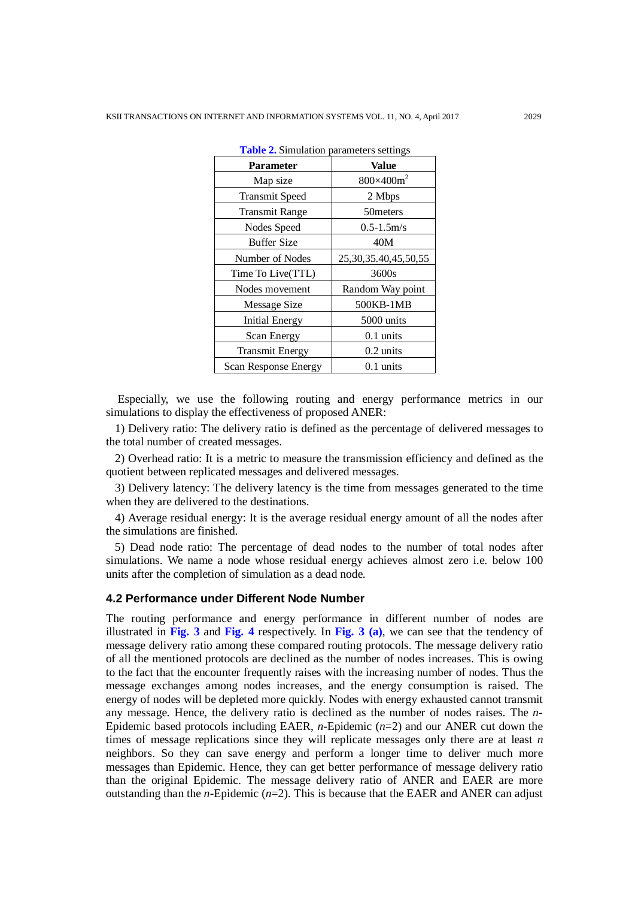**Table 2.** Simulation parameters settings

| Parameter | Value |
|---|---|
| Map size | 800×400m$^2$ |
| Transmit Speed | 2 Mbps |
| Transmit Range | 50meters |
| Nodes Speed | 0.5-1.5m/s |
| Buffer Size | 40M |
| Number of Nodes | 25,30,35.40,45,50,55 |
| Time To Live(TTL) | 3600s |
| Nodes movement | Random Way point |
| Message Size | 500KB-1MB |
| Initial Energy | 5000 units |
| Scan Energy | 0.1 units |
| Transmit Energy | 0.2 units |
| Scan Response Energy | 0.1 units |

Especially, we use the following routing and energy performance metrics in our simulations to display the effectiveness of proposed ANER:

1) Delivery ratio: The delivery ratio is defined as the percentage of delivered messages to the total number of created messages.

2) Overhead ratio: It is a metric to measure the transmission efficiency and defined as the quotient between replicated messages and delivered messages.

3) Delivery latency: The delivery latency is the time from messages generated to the time when they are delivered to the destinations.

4) Average residual energy: It is the average residual energy amount of all the nodes after the simulations are finished.

5) Dead node ratio: The percentage of dead nodes to the number of total nodes after simulations. We name a node whose residual energy achieves almost zero i.e. below 100 units after the completion of simulation as a dead node.

### 4.2 Performance under Different Node Number

The routing performance and energy performance in different number of nodes are illustrated in **Fig. 3** and **Fig. 4** respectively. In **Fig. 3 (a)**, we can see that the tendency of message delivery ratio among these compared routing protocols. The message delivery ratio of all the mentioned protocols are declined as the number of nodes increases. This is owing to the fact that the encounter frequently raises with the increasing number of nodes. Thus the message exchanges among nodes increases, and the energy consumption is raised. The energy of nodes will be depleted more quickly. Nodes with energy exhausted cannot transmit any message. Hence, the delivery ratio is declined as the number of nodes raises. The $n$-Epidemic based protocols including EAER, $n$-Epidemic ($n$=2) and our ANER cut down the times of message replications since they will replicate messages only there are at least $n$ neighbors. So they can save energy and perform a longer time to deliver much more messages than Epidemic. Hence, they can get better performance of message delivery ratio than the original Epidemic. The message delivery ratio of ANER and EAER are more outstanding than the $n$-Epidemic ($n$=2). This is because that the EAER and ANER can adjust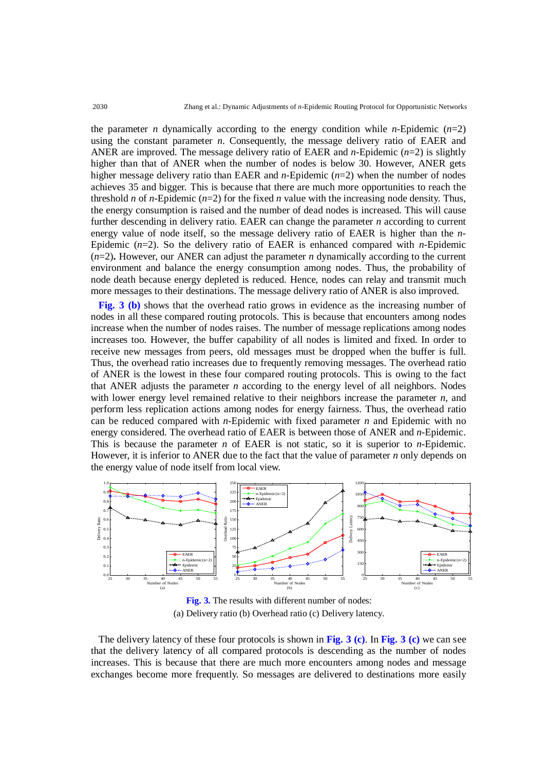the parameter $n$ dynamically according to the energy condition while $n$-Epidemic ($n$=2) using the constant parameter $n$. Consequently, the message delivery ratio of EAER and ANER are improved. The message delivery ratio of EAER and $n$-Epidemic ($n$=2) is slightly higher than that of ANER when the number of nodes is below 30. However, ANER gets higher message delivery ratio than EAER and $n$-Epidemic ($n$=2) when the number of nodes achieves 35 and bigger. This is because that there are much more opportunities to reach the threshold $n$ of $n$-Epidemic ($n$=2) for the fixed $n$ value with the increasing node density. Thus, the energy consumption is raised and the number of dead nodes is increased. This will cause further descending in delivery ratio. EAER can change the parameter $n$ according to current energy value of node itself, so the message delivery ratio of EAER is higher than the $n$-Epidemic ($n$=2). So the delivery ratio of EAER is enhanced compared with $n$-Epidemic ($n$=2). However, our ANER can adjust the parameter $n$ dynamically according to the current environment and balance the energy consumption among nodes. Thus, the probability of node death because energy depleted is reduced. Hence, nodes can relay and transmit much more messages to their destinations. The message delivery ratio of ANER is also improved.

**Fig. 3 (b)** shows that the overhead ratio grows in evidence as the increasing number of nodes in all these compared routing protocols. This is because that encounters among nodes increase when the number of nodes raises. The number of message replications among nodes increases too. However, the buffer capability of all nodes is limited and fixed. In order to receive new messages from peers, old messages must be dropped when the buffer is full. Thus, the overhead ratio increases due to frequently removing messages. The overhead ratio of ANER is the lowest in these four compared routing protocols. This is owing to the fact that ANER adjusts the parameter $n$ according to the energy level of all neighbors. Nodes with lower energy level remained relative to their neighbors increase the parameter $n$, and perform less replication actions among nodes for energy fairness. Thus, the overhead ratio can be reduced compared with $n$-Epidemic with fixed parameter $n$ and Epidemic with no energy considered. The overhead ratio of EAER is between those of ANER and $n$-Epidemic. This is because the parameter $n$ of EAER is not static, so it is superior to $n$-Epidemic. However, it is inferior to ANER due to the fact that the value of parameter $n$ only depends on the energy value of node itself from local view.

**Fig. 3.** The results with different number of nodes:
(a) Delivery ratio (b) Overhead ratio (c) Delivery latency.

The delivery latency of these four protocols is shown in **Fig. 3 (c)**. In **Fig. 3 (c)** we can see that the delivery latency of all compared protocols is descending as the number of nodes increases. This is because that there are much more encounters among nodes and message exchanges become more frequently. So messages are delivered to destinations more easily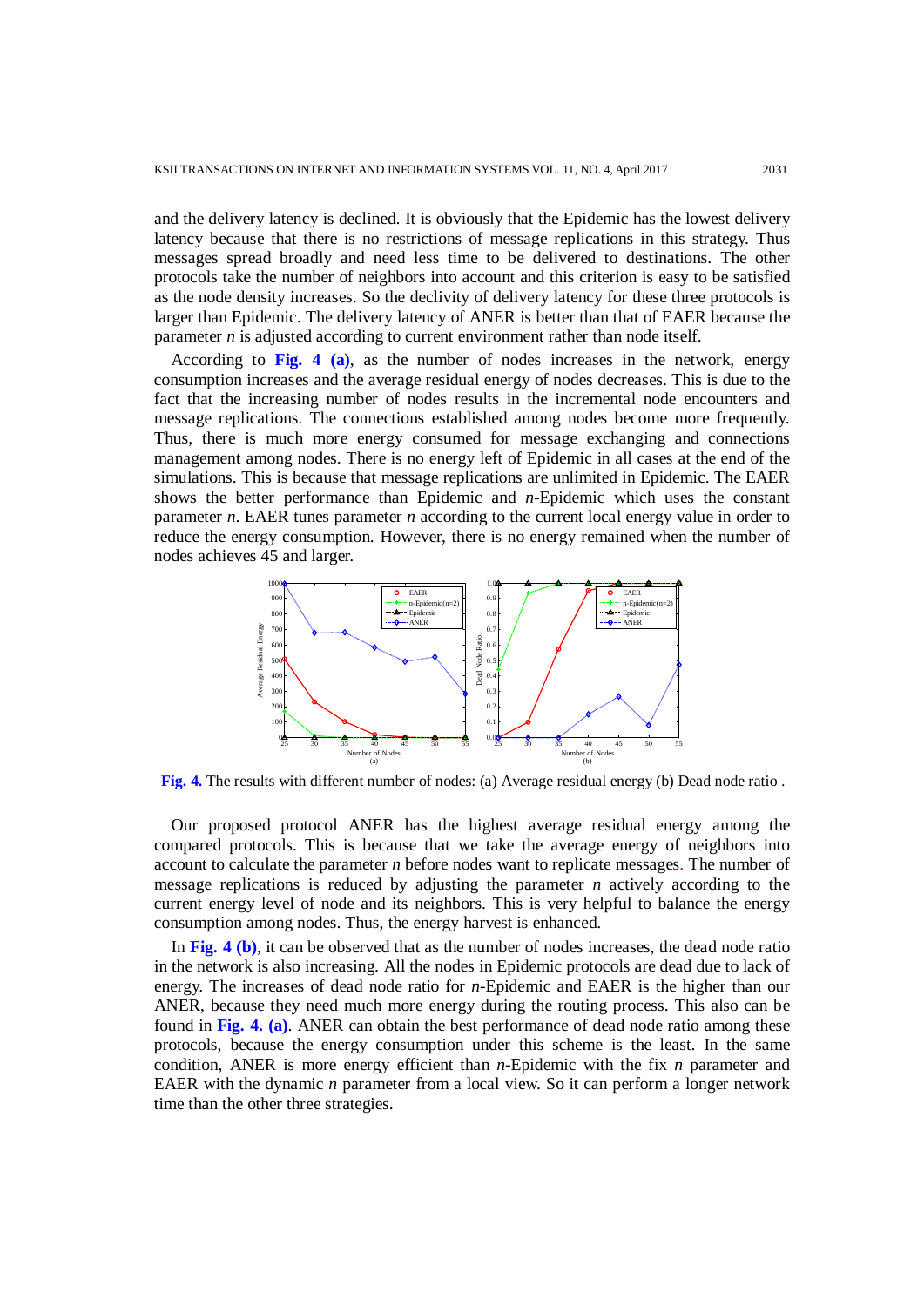and the delivery latency is declined. It is obviously that the Epidemic has the lowest delivery latency because that there is no restrictions of message replications in this strategy. Thus messages spread broadly and need less time to be delivered to destinations. The other protocols take the number of neighbors into account and this criterion is easy to be satisfied as the node density increases. So the declivity of delivery latency for these three protocols is larger than Epidemic. The delivery latency of ANER is better than that of EAER because the parameter *n* is adjusted according to current environment rather than node itself.

According to **Fig. 4 (a)**, as the number of nodes increases in the network, energy consumption increases and the average residual energy of nodes decreases. This is due to the fact that the increasing number of nodes results in the incremental node encounters and message replications. The connections established among nodes become more frequently. Thus, there is much more energy consumed for message exchanging and connections management among nodes. There is no energy left of Epidemic in all cases at the end of the simulations. This is because that message replications are unlimited in Epidemic. The EAER shows the better performance than Epidemic and *n*-Epidemic which uses the constant parameter *n*. EAER tunes parameter *n* according to the current local energy value in order to reduce the energy consumption. However, there is no energy remained when the number of nodes achieves 45 and larger.

**Fig. 4.** The results with different number of nodes: (a) Average residual energy (b) Dead node ratio .

Our proposed protocol ANER has the highest average residual energy among the compared protocols. This is because that we take the average energy of neighbors into account to calculate the parameter *n* before nodes want to replicate messages. The number of message replications is reduced by adjusting the parameter *n* actively according to the current energy level of node and its neighbors. This is very helpful to balance the energy consumption among nodes. Thus, the energy harvest is enhanced.

In **Fig. 4 (b)**, it can be observed that as the number of nodes increases, the dead node ratio in the network is also increasing. All the nodes in Epidemic protocols are dead due to lack of energy. The increases of dead node ratio for *n*-Epidemic and EAER is the higher than our ANER, because they need much more energy during the routing process. This also can be found in **Fig. 4. (a)**. ANER can obtain the best performance of dead node ratio among these protocols, because the energy consumption under this scheme is the least. In the same condition, ANER is more energy efficient than *n*-Epidemic with the fix *n* parameter and EAER with the dynamic *n* parameter from a local view. So it can perform a longer network time than the other three strategies.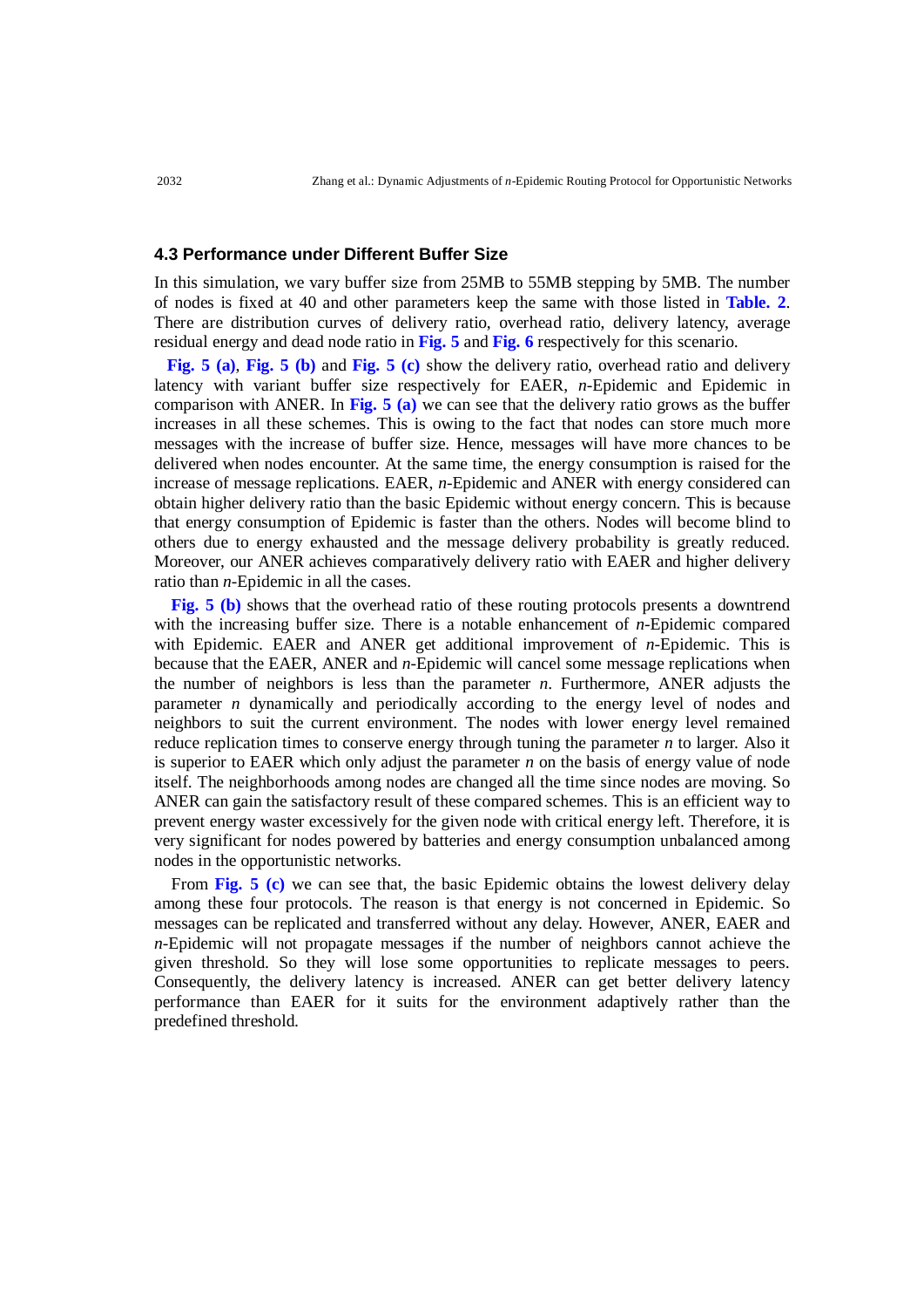### 4.3 Performance under Different Buffer Size

In this simulation, we vary buffer size from 25MB to 55MB stepping by 5MB. The number of nodes is fixed at 40 and other parameters keep the same with those listed in **Table. 2**. There are distribution curves of delivery ratio, overhead ratio, delivery latency, average residual energy and dead node ratio in **Fig. 5** and **Fig. 6** respectively for this scenario.

**Fig. 5 (a)**, **Fig. 5 (b)** and **Fig. 5 (c)** show the delivery ratio, overhead ratio and delivery latency with variant buffer size respectively for EAER, *n*-Epidemic and Epidemic in comparison with ANER. In **Fig. 5 (a)** we can see that the delivery ratio grows as the buffer increases in all these schemes. This is owing to the fact that nodes can store much more messages with the increase of buffer size. Hence, messages will have more chances to be delivered when nodes encounter. At the same time, the energy consumption is raised for the increase of message replications. EAER, *n*-Epidemic and ANER with energy considered can obtain higher delivery ratio than the basic Epidemic without energy concern. This is because that energy consumption of Epidemic is faster than the others. Nodes will become blind to others due to energy exhausted and the message delivery probability is greatly reduced. Moreover, our ANER achieves comparatively delivery ratio with EAER and higher delivery ratio than *n*-Epidemic in all the cases.

**Fig. 5 (b)** shows that the overhead ratio of these routing protocols presents a downtrend with the increasing buffer size. There is a notable enhancement of *n*-Epidemic compared with Epidemic. EAER and ANER get additional improvement of *n*-Epidemic. This is because that the EAER, ANER and *n*-Epidemic will cancel some message replications when the number of neighbors is less than the parameter *n*. Furthermore, ANER adjusts the parameter *n* dynamically and periodically according to the energy level of nodes and neighbors to suit the current environment. The nodes with lower energy level remained reduce replication times to conserve energy through tuning the parameter *n* to larger. Also it is superior to EAER which only adjust the parameter *n* on the basis of energy value of node itself. The neighborhoods among nodes are changed all the time since nodes are moving. So ANER can gain the satisfactory result of these compared schemes. This is an efficient way to prevent energy waster excessively for the given node with critical energy left. Therefore, it is very significant for nodes powered by batteries and energy consumption unbalanced among nodes in the opportunistic networks.

From **Fig. 5 (c)** we can see that, the basic Epidemic obtains the lowest delivery delay among these four protocols. The reason is that energy is not concerned in Epidemic. So messages can be replicated and transferred without any delay. However, ANER, EAER and *n*-Epidemic will not propagate messages if the number of neighbors cannot achieve the given threshold. So they will lose some opportunities to replicate messages to peers. Consequently, the delivery latency is increased. ANER can get better delivery latency performance than EAER for it suits for the environment adaptively rather than the predefined threshold.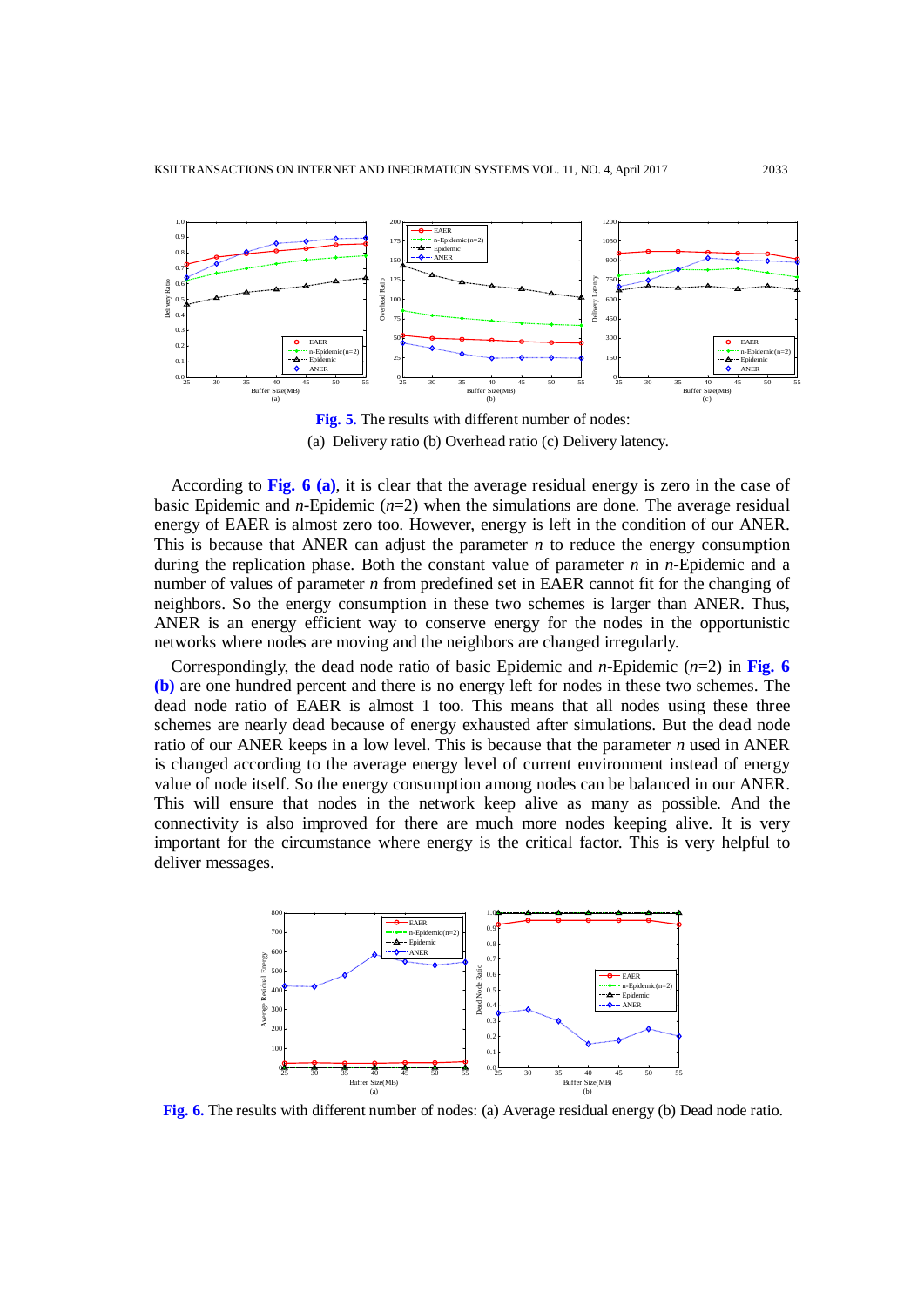**Fig. 5.** The results with different number of nodes:
(a) Delivery ratio (b) Overhead ratio (c) Delivery latency.

According to **Fig. 6 (a)**, it is clear that the average residual energy is zero in the case of basic Epidemic and *n*-Epidemic (*n*=2) when the simulations are done. The average residual energy of EAER is almost zero too. However, energy is left in the condition of our ANER. This is because that ANER can adjust the parameter *n* to reduce the energy consumption during the replication phase. Both the constant value of parameter *n* in *n*-Epidemic and a number of values of parameter *n* from predefined set in EAER cannot fit for the changing of neighbors. So the energy consumption in these two schemes is larger than ANER. Thus, ANER is an energy efficient way to conserve energy for the nodes in the opportunistic networks where nodes are moving and the neighbors are changed irregularly.

Correspondingly, the dead node ratio of basic Epidemic and *n*-Epidemic (*n*=2) in **Fig. 6 (b)** are one hundred percent and there is no energy left for nodes in these two schemes. The dead node ratio of EAER is almost 1 too. This means that all nodes using these three schemes are nearly dead because of energy exhausted after simulations. But the dead node ratio of our ANER keeps in a low level. This is because that the parameter *n* used in ANER is changed according to the average energy level of current environment instead of energy value of node itself. So the energy consumption among nodes can be balanced in our ANER. This will ensure that nodes in the network keep alive as many as possible. And the connectivity is also improved for there are much more nodes keeping alive. It is very important for the circumstance where energy is the critical factor. This is very helpful to deliver messages.

**Fig. 6.** The results with different number of nodes: (a) Average residual energy (b) Dead node ratio.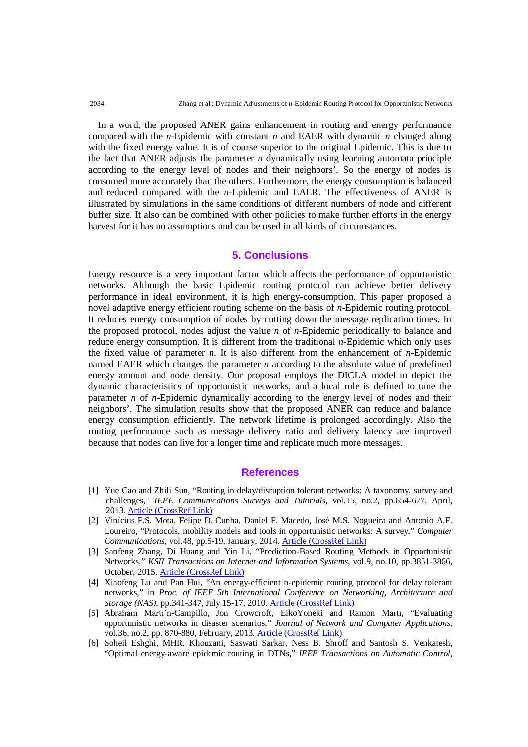In a word, the proposed ANER gains enhancement in routing and energy performance compared with the *n*-Epidemic with constant *n* and EAER with dynamic *n* changed along with the fixed energy value. It is of course superior to the original Epidemic. This is due to the fact that ANER adjusts the parameter *n* dynamically using learning automata principle according to the energy level of nodes and their neighbors'. So the energy of nodes is consumed more accurately than the others. Furthermore, the energy consumption is balanced and reduced compared with the *n*-Epidemic and EAER. The effectiveness of ANER is illustrated by simulations in the same conditions of different numbers of node and different buffer size. It also can be combined with other policies to make further efforts in the energy harvest for it has no assumptions and can be used in all kinds of circumstances.

## 5. Conclusions

Energy resource is a very important factor which affects the performance of opportunistic networks. Although the basic Epidemic routing protocol can achieve better delivery performance in ideal environment, it is high energy-consumption. This paper proposed a novel adaptive energy efficient routing scheme on the basis of *n*-Epidemic routing protocol. It reduces energy consumption of nodes by cutting down the message replication times. In the proposed protocol, nodes adjust the value *n* of *n*-Epidemic periodically to balance and reduce energy consumption. It is different from the traditional *n*-Epidemic which only uses the fixed value of parameter *n*. It is also different from the enhancement of *n*-Epidemic named EAER which changes the parameter *n* according to the absolute value of predefined energy amount and node density. Our proposal employs the DICLA model to depict the dynamic characteristics of opportunistic networks, and a local rule is defined to tune the parameter *n* of *n*-Epidemic dynamically according to the energy level of nodes and their neighbors'. The simulation results show that the proposed ANER can reduce and balance energy consumption efficiently. The network lifetime is prolonged accordingly. Also the routing performance such as message delivery ratio and delivery latency are improved because that nodes can live for a longer time and replicate much more messages.

## References

[1] Yue Cao and Zhili Sun, "Routing in delay/disruption tolerant networks: A taxonomy, survey and challenges," *IEEE Communications Surveys and Tutorials*, vol.15, no.2, pp.654-677, April, 2013. Article (CrossRef Link)

[2] Vinícius F.S. Mota, Felipe D. Cunha, Daniel F. Macedo, José M.S. Nogueira and Antonio A.F. Loureiro, "Protocols, mobility models and tools in opportunistic networks: A survey," *Computer Communications*, vol.48, pp.5-19, January, 2014. Article (CrossRef Link)

[3] Sanfeng Zhang, Di Huang and Yin Li, "Prediction-Based Routing Methods in Opportunistic Networks," *KSII Transactions on Internet and Information Systems*, vol.9, no.10, pp.3851-3866, October, 2015. Article (CrossRef Link)

[4] Xiaofeng Lu and Pan Hui, "An energy-efficient n-epidemic routing protocol for delay tolerant networks," in *Proc. of IEEE 5th International Conference on Networking, Architecture and Storage (NAS)*, pp.341-347, July 15-17, 2010. Article (CrossRef Link)

[5] Abraham Martı´n-Campillo, Jon Crowcroft, EikoYoneki and Ramon Martı, "Evaluating opportunistic networks in disaster scenarios," *Journal of Network and Computer Applications*, vol.36, no.2, pp. 870-880, February, 2013. Article (CrossRef Link)

[6] Soheil Eshghi, MHR. Khouzani, Saswati Sarkar, Ness B. Shroff and Santosh S. Venkatesh, "Optimal energy-aware epidemic routing in DTNs," *IEEE Transactions on Automatic Control*,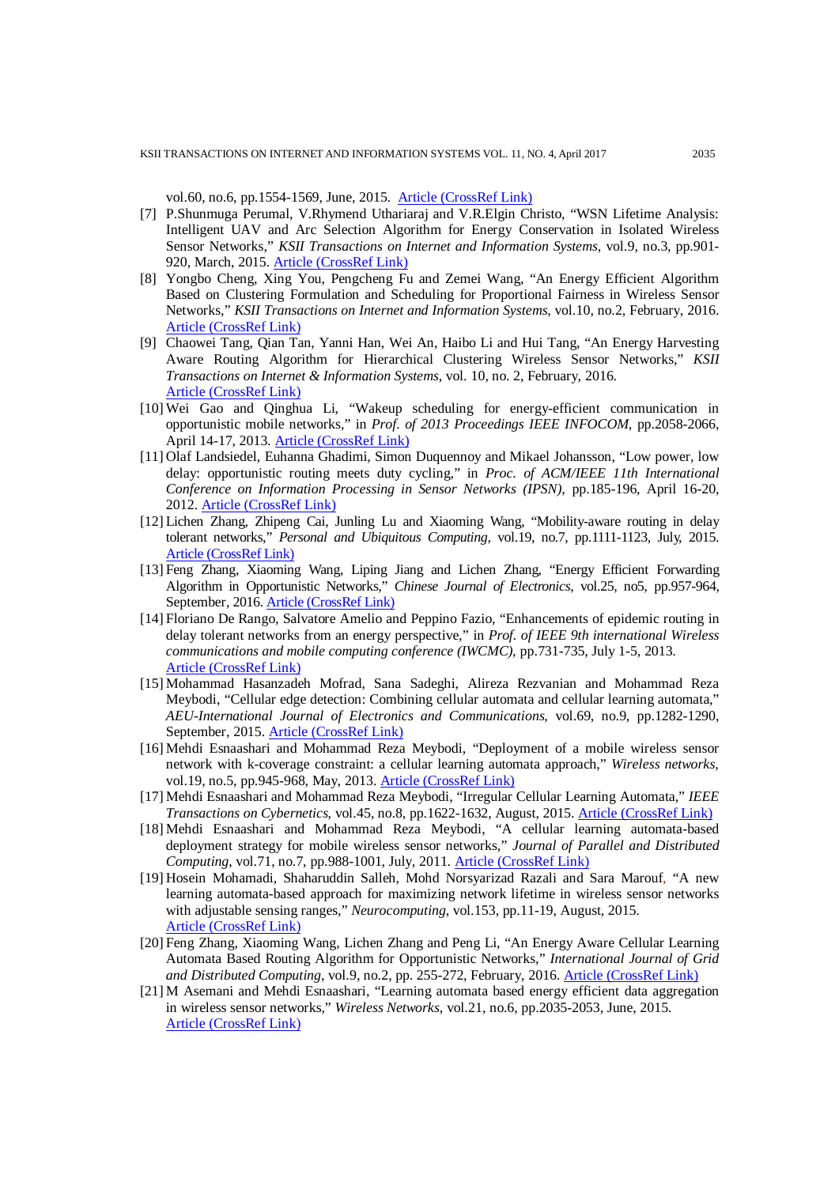vol.60, no.6, pp.1554-1569, June, 2015. Article (CrossRef Link)

[7] P.Shunmuga Perumal, V.Rhymend Uthariaraj and V.R.Elgin Christo, "WSN Lifetime Analysis: Intelligent UAV and Arc Selection Algorithm for Energy Conservation in Isolated Wireless Sensor Networks," *KSII Transactions on Internet and Information Systems*, vol.9, no.3, pp.901-920, March, 2015. Article (CrossRef Link)

[8] Yongbo Cheng, Xing You, Pengcheng Fu and Zemei Wang, "An Energy Efficient Algorithm Based on Clustering Formulation and Scheduling for Proportional Fairness in Wireless Sensor Networks," *KSII Transactions on Internet and Information Systems*, vol.10, no.2, February, 2016. Article (CrossRef Link)

[9] Chaowei Tang, Qian Tan, Yanni Han, Wei An, Haibo Li and Hui Tang, "An Energy Harvesting Aware Routing Algorithm for Hierarchical Clustering Wireless Sensor Networks," *KSII Transactions on Internet & Information Systems*, vol. 10, no. 2, February, 2016. Article (CrossRef Link)

[10] Wei Gao and Qinghua Li, "Wakeup scheduling for energy-efficient communication in opportunistic mobile networks," in *Prof. of 2013 Proceedings IEEE INFOCOM*, pp.2058-2066, April 14-17, 2013. Article (CrossRef Link)

[11] Olaf Landsiedel, Euhanna Ghadimi, Simon Duquennoy and Mikael Johansson, "Low power, low delay: opportunistic routing meets duty cycling," in *Proc. of ACM/IEEE 11th International Conference on Information Processing in Sensor Networks (IPSN)*, pp.185-196, April 16-20, 2012. Article (CrossRef Link)

[12] Lichen Zhang, Zhipeng Cai, Junling Lu and Xiaoming Wang, "Mobility-aware routing in delay tolerant networks," *Personal and Ubiquitous Computing*, vol.19, no.7, pp.1111-1123, July, 2015. Article (CrossRef Link)

[13] Feng Zhang, Xiaoming Wang, Liping Jiang and Lichen Zhang, "Energy Efficient Forwarding Algorithm in Opportunistic Networks," *Chinese Journal of Electronics*, vol.25, no5, pp.957-964, September, 2016. Article (CrossRef Link)

[14] Floriano De Rango, Salvatore Amelio and Peppino Fazio, "Enhancements of epidemic routing in delay tolerant networks from an energy perspective," in *Prof. of IEEE 9th international Wireless communications and mobile computing conference (IWCMC)*, pp.731-735, July 1-5, 2013. Article (CrossRef Link)

[15] Mohammad Hasanzadeh Mofrad, Sana Sadeghi, Alireza Rezvanian and Mohammad Reza Meybodi, "Cellular edge detection: Combining cellular automata and cellular learning automata," *AEU-International Journal of Electronics and Communications*, vol.69, no.9, pp.1282-1290, September, 2015. Article (CrossRef Link)

[16] Mehdi Esnaashari and Mohammad Reza Meybodi, "Deployment of a mobile wireless sensor network with k-coverage constraint: a cellular learning automata approach," *Wireless networks*, vol.19, no.5, pp.945-968, May, 2013. Article (CrossRef Link)

[17] Mehdi Esnaashari and Mohammad Reza Meybodi, "Irregular Cellular Learning Automata," *IEEE Transactions on Cybernetics*, vol.45, no.8, pp.1622-1632, August, 2015. Article (CrossRef Link)

[18] Mehdi Esnaashari and Mohammad Reza Meybodi, "A cellular learning automata-based deployment strategy for mobile wireless sensor networks," *Journal of Parallel and Distributed Computing*, vol.71, no.7, pp.988-1001, July, 2011. Article (CrossRef Link)

[19] Hosein Mohamadi, Shaharuddin Salleh, Mohd Norsyarizad Razali and Sara Marouf, "A new learning automata-based approach for maximizing network lifetime in wireless sensor networks with adjustable sensing ranges," *Neurocomputing*, vol.153, pp.11-19, August, 2015. Article (CrossRef Link)

[20] Feng Zhang, Xiaoming Wang, Lichen Zhang and Peng Li, "An Energy Aware Cellular Learning Automata Based Routing Algorithm for Opportunistic Networks," *International Journal of Grid and Distributed Computing*, vol.9, no.2, pp. 255-272, February, 2016. Article (CrossRef Link)

[21] M Asemani and Mehdi Esnaashari, "Learning automata based energy efficient data aggregation in wireless sensor networks," *Wireless Networks*, vol.21, no.6, pp.2035-2053, June, 2015. Article (CrossRef Link)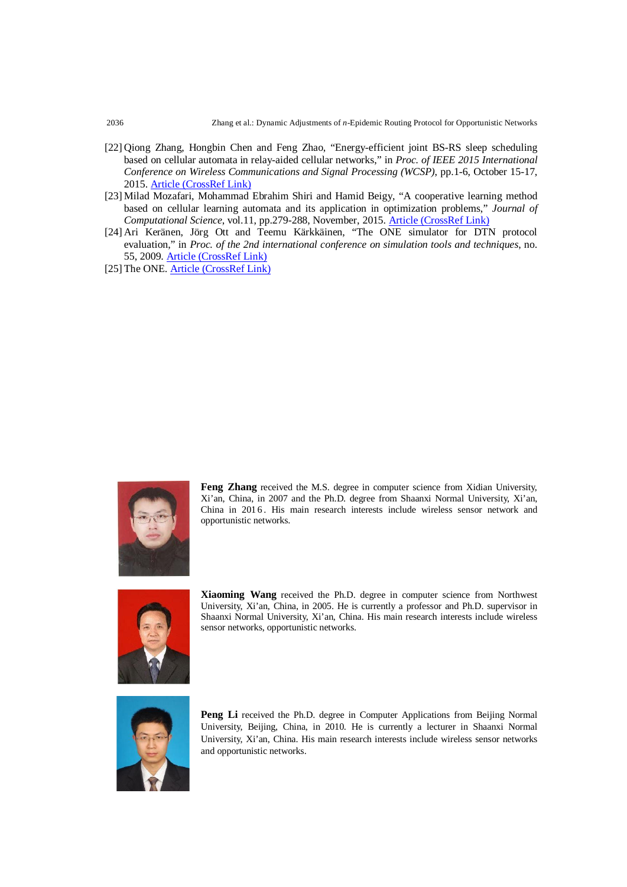[22] Qiong Zhang, Hongbin Chen and Feng Zhao, "Energy-efficient joint BS-RS sleep scheduling based on cellular automata in relay-aided cellular networks," in *Proc. of IEEE 2015 International Conference on Wireless Communications and Signal Processing (WCSP)*, pp.1-6, October 15-17, 2015. Article (CrossRef Link)

[23] Milad Mozafari, Mohammad Ebrahim Shiri and Hamid Beigy, "A cooperative learning method based on cellular learning automata and its application in optimization problems," *Journal of Computational Science*, vol.11, pp.279-288, November, 2015. Article (CrossRef Link)

[24] Ari Keränen, Jörg Ott and Teemu Kärkkäinen, "The ONE simulator for DTN protocol evaluation," in *Proc. of the 2nd international conference on simulation tools and techniques*, no. 55, 2009. Article (CrossRef Link)

[25] The ONE. Article (CrossRef Link)

**Feng Zhang** received the M.S. degree in computer science from Xidian University, Xi'an, China, in 2007 and the Ph.D. degree from Shaanxi Normal University, Xi'an, China in 2016. His main research interests include wireless sensor network and opportunistic networks.

**Xiaoming Wang** received the Ph.D. degree in computer science from Northwest University, Xi'an, China, in 2005. He is currently a professor and Ph.D. supervisor in Shaanxi Normal University, Xi'an, China. His main research interests include wireless sensor networks, opportunistic networks.

**Peng Li** received the Ph.D. degree in Computer Applications from Beijing Normal University, Beijing, China, in 2010. He is currently a lecturer in Shaanxi Normal University, Xi'an, China. His main research interests include wireless sensor networks and opportunistic networks.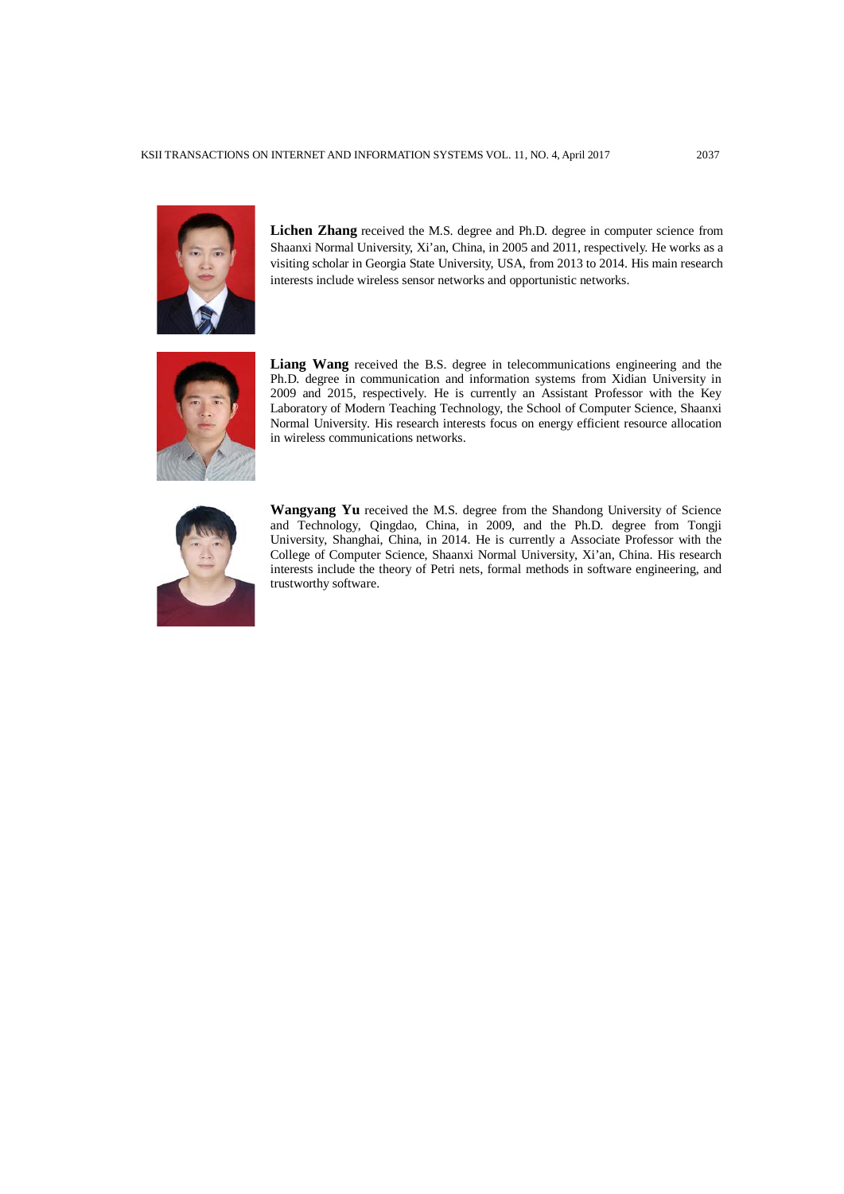**Lichen Zhang** received the M.S. degree and Ph.D. degree in computer science from Shaanxi Normal University, Xi'an, China, in 2005 and 2011, respectively. He works as a visiting scholar in Georgia State University, USA, from 2013 to 2014. His main research interests include wireless sensor networks and opportunistic networks.

**Liang Wang** received the B.S. degree in telecommunications engineering and the Ph.D. degree in communication and information systems from Xidian University in 2009 and 2015, respectively. He is currently an Assistant Professor with the Key Laboratory of Modern Teaching Technology, the School of Computer Science, Shaanxi Normal University. His research interests focus on energy efficient resource allocation in wireless communications networks.

**Wangyang Yu** received the M.S. degree from the Shandong University of Science and Technology, Qingdao, China, in 2009, and the Ph.D. degree from Tongji University, Shanghai, China, in 2014. He is currently a Associate Professor with the College of Computer Science, Shaanxi Normal University, Xi'an, China. His research interests include the theory of Petri nets, formal methods in software engineering, and trustworthy software.